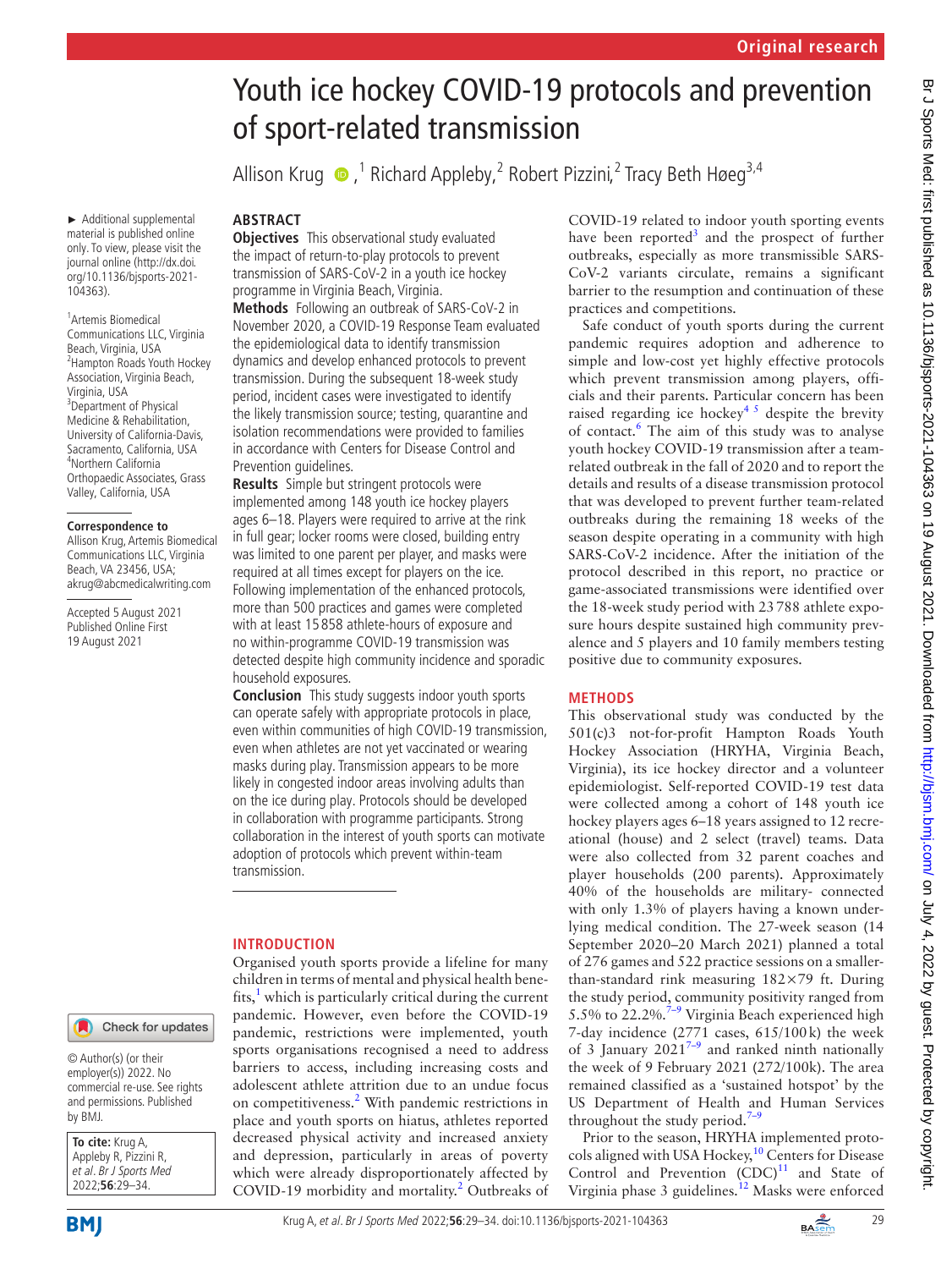Original research

# Youth ice hockey COVID-19 protocols and prevention of sport-related transmission

Allison Krug,[1] Richard Appleby,[2] Robert Pizzini,[2] Tracy Beth Høeg[3,4]

► Additional supplemental material is published online only. To view, please visit the journal online (http://dx.doi.org/10.1136/bjsports-2021-104363).

[1]Artemis Biomedical Communications LLC, Virginia Beach, Virginia, USA
[2]Hampton Roads Youth Hockey Association, Virginia Beach, Virginia, USA
[3]Department of Physical Medicine & Rehabilitation, University of California-Davis, Sacramento, California, USA
[4]Northern California Orthopaedic Associates, Grass Valley, California, USA

**Correspondence to**
Allison Krug, Artemis Biomedical Communications LLC, Virginia Beach, VA 23456, USA; akrug@abcmedicalwriting.com

Accepted 5 August 2021
Published Online First 19 August 2021

© Author(s) (or their employer(s)) 2022. No commercial re-use. See rights and permissions. Published by BMJ.

**To cite:** Krug A, Appleby R, Pizzini R, *et al. Br J Sports Med* 2022;**56**:29–34.

## ABSTRACT

**Objectives** This observational study evaluated the impact of return-to-play protocols to prevent transmission of SARS-CoV-2 in a youth ice hockey programme in Virginia Beach, Virginia.

**Methods** Following an outbreak of SARS-CoV-2 in November 2020, a COVID-19 Response Team evaluated the epidemiological data to identify transmission dynamics and develop enhanced protocols to prevent transmission. During the subsequent 18-week study period, incident cases were investigated to identify the likely transmission source; testing, quarantine and isolation recommendations were provided to families in accordance with Centers for Disease Control and Prevention guidelines.

**Results** Simple but stringent protocols were implemented among 148 youth ice hockey players ages 6–18. Players were required to arrive at the rink in full gear; locker rooms were closed, building entry was limited to one parent per player, and masks were required at all times except for players on the ice. Following implementation of the enhanced protocols, more than 500 practices and games were completed with at least 15 858 athlete-hours of exposure and no within-programme COVID-19 transmission was detected despite high community incidence and sporadic household exposures.

**Conclusion** This study suggests indoor youth sports can operate safely with appropriate protocols in place, even within communities of high COVID-19 transmission, even when athletes are not yet vaccinated or wearing masks during play. Transmission appears to be more likely in congested indoor areas involving adults than on the ice during play. Protocols should be developed in collaboration with programme participants. Strong collaboration in the interest of youth sports can motivate adoption of protocols which prevent within-team transmission.

## INTRODUCTION

Organised youth sports provide a lifeline for many children in terms of mental and physical health benefits,[1] which is particularly critical during the current pandemic. However, even before the COVID-19 pandemic, restrictions were implemented, youth sports organisations recognised a need to address barriers to access, including increasing costs and adolescent athlete attrition due to an undue focus on competitiveness.[2] With pandemic restrictions in place and youth sports on hiatus, athletes reported decreased physical activity and increased anxiety and depression, particularly in areas of poverty which were already disproportionately affected by COVID-19 morbidity and mortality.[2] Outbreaks of COVID-19 related to indoor youth sporting events have been reported[3] and the prospect of further outbreaks, especially as more transmissible SARS-CoV-2 variants circulate, remains a significant barrier to the resumption and continuation of these practices and competitions.

Safe conduct of youth sports during the current pandemic requires adoption and adherence to simple and low-cost yet highly effective protocols which prevent transmission among players, officials and their parents. Particular concern has been raised regarding ice hockey[4 5] despite the brevity of contact.[6] The aim of this study was to analyse youth hockey COVID-19 transmission after a team-related outbreak in the fall of 2020 and to report the details and results of a disease transmission protocol that was developed to prevent further team-related outbreaks during the remaining 18 weeks of the season despite operating in a community with high SARS-CoV-2 incidence. After the initiation of the protocol described in this report, no practice or game-associated transmissions were identified over the 18-week study period with 23 788 athlete exposure hours despite sustained high community prevalence and 5 players and 10 family members testing positive due to community exposures.

## METHODS

This observational study was conducted by the 501(c)3 not-for-profit Hampton Roads Youth Hockey Association (HRYHA, Virginia Beach, Virginia), its ice hockey director and a volunteer epidemiologist. Self-reported COVID-19 test data were collected among a cohort of 148 youth ice hockey players ages 6–18 years assigned to 12 recreational (house) and 2 select (travel) teams. Data were also collected from 32 parent coaches and player households (200 parents). Approximately 40% of the households are military- connected with only 1.3% of players having a known underlying medical condition. The 27-week season (14 September 2020–20 March 2021) planned a total of 276 games and 522 practice sessions on a smaller-than-standard rink measuring 182×79 ft. During the study period, community positivity ranged from 5.5% to 22.2%.[7–9] Virginia Beach experienced high 7-day incidence (2771 cases, 615/100 k) the week of 3 January 2021[7–9] and ranked ninth nationally the week of 9 February 2021 (272/100k). The area remained classified as a 'sustained hotspot' by the US Department of Health and Human Services throughout the study period.[7–9]

Prior to the season, HRYHA implemented protocols aligned with USA Hockey,[10] Centers for Disease Control and Prevention (CDC)[11] and State of Virginia phase 3 guidelines.[12] Masks were enforced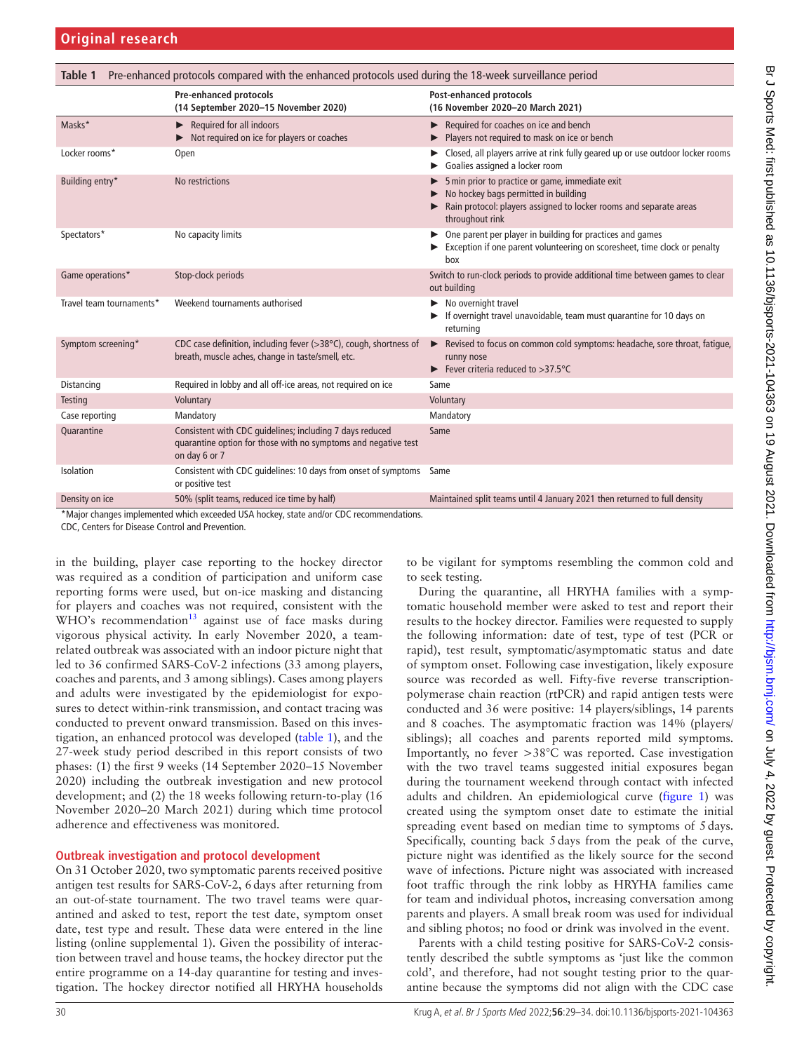Table 1 Pre-enhanced protocols compared with the enhanced protocols used during the 18-week surveillance period

| | Pre-enhanced protocols (14 September 2020–15 November 2020) | Post-enhanced protocols (16 November 2020–20 March 2021) |
|---|---|---|
| Masks* | ► Required for all indoors<br>► Not required on ice for players or coaches | ► Required for coaches on ice and bench<br>► Players not required to mask on ice or bench |
| Locker rooms* | Open | ► Closed, all players arrive at rink fully geared up or use outdoor locker rooms<br>► Goalies assigned a locker room |
| Building entry* | No restrictions | ► 5 min prior to practice or game, immediate exit<br>► No hockey bags permitted in building<br>► Rain protocol: players assigned to locker rooms and separate areas throughout rink |
| Spectators* | No capacity limits | ► One parent per player in building for practices and games<br>► Exception if one parent volunteering on scoresheet, time clock or penalty box |
| Game operations* | Stop-clock periods | Switch to run-clock periods to provide additional time between games to clear out building |
| Travel team tournaments* | Weekend tournaments authorised | ► No overnight travel<br>► If overnight travel unavoidable, team must quarantine for 10 days on returning |
| Symptom screening* | CDC case definition, including fever (>38°C), cough, shortness of breath, muscle aches, change in taste/smell, etc. | ► Revised to focus on common cold symptoms: headache, sore throat, fatigue, runny nose<br>► Fever criteria reduced to >37.5°C |
| Distancing | Required in lobby and all off-ice areas, not required on ice | Same |
| Testing | Voluntary | Voluntary |
| Case reporting | Mandatory | Mandatory |
| Quarantine | Consistent with CDC guidelines; including 7 days reduced quarantine option for those with no symptoms and negative test on day 6 or 7 | Same |
| Isolation | Consistent with CDC guidelines: 10 days from onset of symptoms or positive test | Same |
| Density on ice | 50% (split teams, reduced ice time by half) | Maintained split teams until 4 January 2021 then returned to full density |

*Major changes implemented which exceeded USA hockey, state and/or CDC recommendations.
CDC, Centers for Disease Control and Prevention.

in the building, player case reporting to the hockey director was required as a condition of participation and uniform case reporting forms were used, but on-ice masking and distancing for players and coaches was not required, consistent with the WHO's recommendation[13] against use of face masks during vigorous physical activity. In early November 2020, a team-related outbreak was associated with an indoor picture night that led to 36 confirmed SARS-CoV-2 infections (33 among players, coaches and parents, and 3 among siblings). Cases among players and adults were investigated by the epidemiologist for exposures to detect within-rink transmission, and contact tracing was conducted to prevent onward transmission. Based on this investigation, an enhanced protocol was developed (table 1), and the 27-week study period described in this report consists of two phases: (1) the first 9 weeks (14 September 2020–15 November 2020) including the outbreak investigation and new protocol development; and (2) the 18 weeks following return-to-play (16 November 2020–20 March 2021) during which time protocol adherence and effectiveness was monitored.

## Outbreak investigation and protocol development

On 31 October 2020, two symptomatic parents received positive antigen test results for SARS-CoV-2, 6 days after returning from an out-of-state tournament. The two travel teams were quarantined and asked to test, report the test date, symptom onset date, test type and result. These data were entered in the line listing (online supplemental 1). Given the possibility of interaction between travel and house teams, the hockey director put the entire programme on a 14-day quarantine for testing and investigation. The hockey director notified all HRYHA households to be vigilant for symptoms resembling the common cold and to seek testing.

During the quarantine, all HRYHA families with a symptomatic household member were asked to test and report their results to the hockey director. Families were requested to supply the following information: date of test, type of test (PCR or rapid), test result, symptomatic/asymptomatic status and date of symptom onset. Following case investigation, likely exposure source was recorded as well. Fifty-five reverse transcription-polymerase chain reaction (rtPCR) and rapid antigen tests were conducted and 36 were positive: 14 players/siblings, 14 parents and 8 coaches. The asymptomatic fraction was 14% (players/siblings); all coaches and parents reported mild symptoms. Importantly, no fever >38°C was reported. Case investigation with the two travel teams suggested initial exposures began during the tournament weekend through contact with infected adults and children. An epidemiological curve (figure 1) was created using the symptom onset date to estimate the initial spreading event based on median time to symptoms of 5 days. Specifically, counting back 5 days from the peak of the curve, picture night was identified as the likely source for the second wave of infections. Picture night was associated with increased foot traffic through the rink lobby as HRYHA families came for team and individual photos, increasing conversation among parents and players. A small break room was used for individual and sibling photos; no food or drink was involved in the event.

Parents with a child testing positive for SARS-CoV-2 consistently described the subtle symptoms as 'just like the common cold', and therefore, had not sought testing prior to the quarantine because the symptoms did not align with the CDC case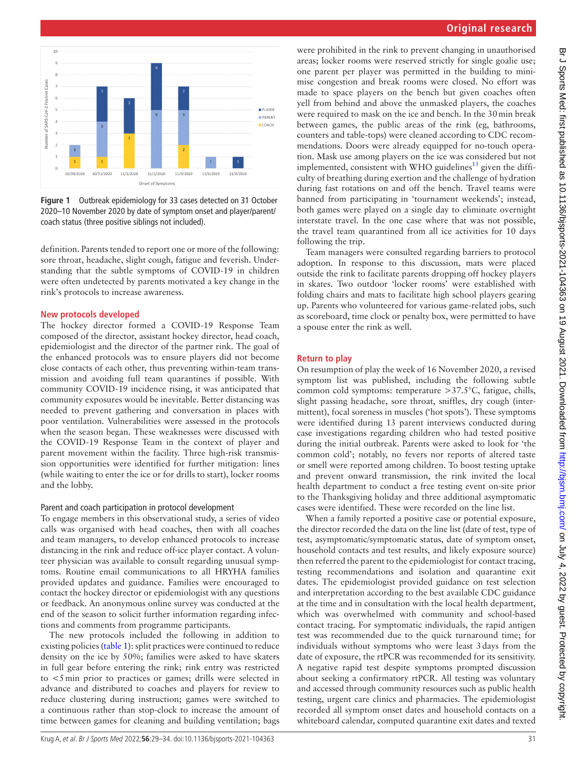Figure 1 Outbreak epidemiology for 33 cases detected on 31 October 2020–10 November 2020 by date of symptom onset and player/parent/coach status (three positive siblings not included).

definition. Parents tended to report one or more of the following: sore throat, headache, slight cough, fatigue and feverish. Understanding that the subtle symptoms of COVID-19 in children were often undetected by parents motivated a key change in the rink's protocols to increase awareness.

## New protocols developed

The hockey director formed a COVID-19 Response Team composed of the director, assistant hockey director, head coach, epidemiologist and the director of the partner rink. The goal of the enhanced protocols was to ensure players did not become close contacts of each other, thus preventing within-team transmission and avoiding full team quarantines if possible. With community COVID-19 incidence rising, it was anticipated that community exposures would be inevitable. Better distancing was needed to prevent gathering and conversation in places with poor ventilation. Vulnerabilities were assessed in the protocols when the season began. These weaknesses were discussed with the COVID-19 Response Team in the context of player and parent movement within the facility. Three high-risk transmission opportunities were identified for further mitigation: lines (while waiting to enter the ice or for drills to start), locker rooms and the lobby.

### Parent and coach participation in protocol development

To engage members in this observational study, a series of video calls was organised with head coaches, then with all coaches and team managers, to develop enhanced protocols to increase distancing in the rink and reduce off-ice player contact. A volunteer physician was available to consult regarding unusual symptoms. Routine email communications to all HRYHA families provided updates and guidance. Families were encouraged to contact the hockey director or epidemiologist with any questions or feedback. An anonymous online survey was conducted at the end of the season to solicit further information regarding infections and comments from programme participants.

The new protocols included the following in addition to existing policies (table 1): split practices were continued to reduce density on the ice by 50%; families were asked to have skaters in full gear before entering the rink; rink entry was restricted to <5 min prior to practices or games; drills were selected in advance and distributed to coaches and players for review to reduce clustering during instruction; games were switched to a continuous rather than stop-clock to increase the amount of time between games for cleaning and building ventilation; bags were prohibited in the rink to prevent changing in unauthorised areas; locker rooms were reserved strictly for single goalie use; one parent per player was permitted in the building to minimise congestion and break rooms were closed. No effort was made to space players on the bench but given coaches often yell from behind and above the unmasked players, the coaches were required to mask on the ice and bench. In the 30 min break between games, the public areas of the rink (eg, bathrooms, counters and table-tops) were cleaned according to CDC recommendations. Doors were already equipped for no-touch operation. Mask use among players on the ice was considered but not implemented, consistent with WHO guidelines[13] given the difficulty of breathing during exertion and the challenge of hydration during fast rotations on and off the bench. Travel teams were banned from participating in 'tournament weekends'; instead, both games were played on a single day to eliminate overnight interstate travel. In the one case where that was not possible, the travel team quarantined from all ice activities for 10 days following the trip.

Team managers were consulted regarding barriers to protocol adoption. In response to this discussion, mats were placed outside the rink to facilitate parents dropping off hockey players in skates. Two outdoor 'locker rooms' were established with folding chairs and mats to facilitate high school players gearing up. Parents who volunteered for various game-related jobs, such as scoreboard, time clock or penalty box, were permitted to have a spouse enter the rink as well.

## Return to play

On resumption of play the week of 16 November 2020, a revised symptom list was published, including the following subtle common cold symptoms: temperature >37.5°C, fatigue, chills, slight passing headache, sore throat, sniffles, dry cough (intermittent), focal soreness in muscles ('hot spots'). These symptoms were identified during 13 parent interviews conducted during case investigations regarding children who had tested positive during the initial outbreak. Parents were asked to look for 'the common cold'; notably, no fevers nor reports of altered taste or smell were reported among children. To boost testing uptake and prevent onward transmission, the rink invited the local health department to conduct a free testing event on-site prior to the Thanksgiving holiday and three additional asymptomatic cases were identified. These were recorded on the line list.

When a family reported a positive case or potential exposure, the director recorded the data on the line list (date of test, type of test, asymptomatic/symptomatic status, date of symptom onset, household contacts and test results, and likely exposure source) then referred the parent to the epidemiologist for contact tracing, testing recommendations and isolation and quarantine exit dates. The epidemiologist provided guidance on test selection and interpretation according to the best available CDC guidance at the time and in consultation with the local health department, which was overwhelmed with community and school-based contact tracing. For symptomatic individuals, the rapid antigen test was recommended due to the quick turnaround time; for individuals without symptoms who were least 3 days from the date of exposure, the rtPCR was recommended for its sensitivity. A negative rapid test despite symptoms prompted discussion about seeking a confirmatory rtPCR. All testing was voluntary and accessed through community resources such as public health testing, urgent care clinics and pharmacies. The epidemiologist recorded all symptom onset dates and household contacts on a whiteboard calendar, computed quarantine exit dates and texted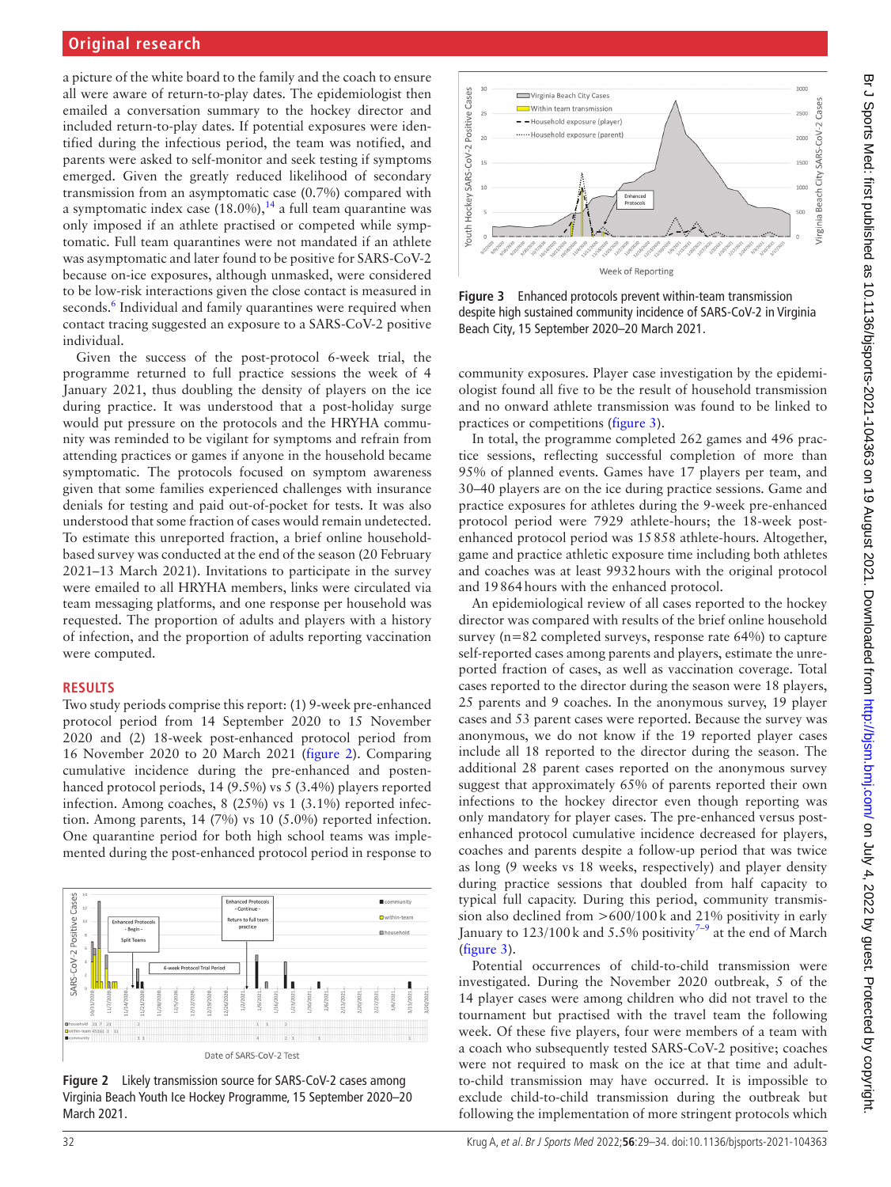a picture of the white board to the family and the coach to ensure all were aware of return-to-play dates. The epidemiologist then emailed a conversation summary to the hockey director and included return-to-play dates. If potential exposures were identified during the infectious period, the team was notified, and parents were asked to self-monitor and seek testing if symptoms emerged. Given the greatly reduced likelihood of secondary transmission from an asymptomatic case (0.7%) compared with a symptomatic index case (18.0%),[14] a full team quarantine was only imposed if an athlete practised or competed while symptomatic. Full team quarantines were not mandated if an athlete was asymptomatic and later found to be positive for SARS-CoV-2 because on-ice exposures, although unmasked, were considered to be low-risk interactions given the close contact is measured in seconds.[6] Individual and family quarantines were required when contact tracing suggested an exposure to a SARS-CoV-2 positive individual.

Given the success of the post-protocol 6-week trial, the programme returned to full practice sessions the week of 4 January 2021, thus doubling the density of players on the ice during practice. It was understood that a post-holiday surge would put pressure on the protocols and the HRYHA community was reminded to be vigilant for symptoms and refrain from attending practices or games if anyone in the household became symptomatic. The protocols focused on symptom awareness given that some families experienced challenges with insurance denials for testing and paid out-of-pocket for tests. It was also understood that some fraction of cases would remain undetected. To estimate this unreported fraction, a brief online household-based survey was conducted at the end of the season (20 February 2021–13 March 2021). Invitations to participate in the survey were emailed to all HRYHA members, links were circulated via team messaging platforms, and one response per household was requested. The proportion of adults and players with a history of infection, and the proportion of adults reporting vaccination were computed.

## RESULTS

Two study periods comprise this report: (1) 9-week pre-enhanced protocol period from 14 September 2020 to 15 November 2020 and (2) 18-week post-enhanced protocol period from 16 November 2020 to 20 March 2021 (figure 2). Comparing cumulative incidence during the pre-enhanced and postenhanced protocol periods, 14 (9.5%) vs 5 (3.4%) players reported infection. Among coaches, 8 (25%) vs 1 (3.1%) reported infection. Among parents, 14 (7%) vs 10 (5.0%) reported infection. One quarantine period for both high school teams was implemented during the post-enhanced protocol period in response to community exposures. Player case investigation by the epidemiologist found all five to be the result of household transmission and no onward athlete transmission was found to be linked to practices or competitions (figure 3).

Figure 2 Likely transmission source for SARS-CoV-2 cases among Virginia Beach Youth Ice Hockey Programme, 15 September 2020–20 March 2021.

Figure 3 Enhanced protocols prevent within-team transmission despite high sustained community incidence of SARS-CoV-2 in Virginia Beach City, 15 September 2020–20 March 2021.

In total, the programme completed 262 games and 496 practice sessions, reflecting successful completion of more than 95% of planned events. Games have 17 players per team, and 30–40 players are on the ice during practice sessions. Game and practice exposures for athletes during the 9-week pre-enhanced protocol period were 7929 athlete-hours; the 18-week post-enhanced protocol period was 15 858 athlete-hours. Altogether, game and practice athletic exposure time including both athletes and coaches was at least 9932 hours with the original protocol and 19 864 hours with the enhanced protocol.

An epidemiological review of all cases reported to the hockey director was compared with results of the brief online household survey (n=82 completed surveys, response rate 64%) to capture self-reported cases among parents and players, estimate the unreported fraction of cases, as well as vaccination coverage. Total cases reported to the director during the season were 18 players, 25 parents and 9 coaches. In the anonymous survey, 19 player cases and 53 parent cases were reported. Because the survey was anonymous, we do not know if the 19 reported player cases include all 18 reported to the director during the season. The additional 28 parent cases reported on the anonymous survey suggest that approximately 65% of parents reported their own infections to the hockey director even though reporting was only mandatory for player cases. The pre-enhanced versus post-enhanced protocol cumulative incidence decreased for players, coaches and parents despite a follow-up period that was twice as long (9 weeks vs 18 weeks, respectively) and player density during practice sessions that doubled from half capacity to typical full capacity. During this period, community transmission also declined from >600/100 k and 21% positivity in early January to 123/100 k and 5.5% positivity[7–9] at the end of March (figure 3).

Potential occurrences of child-to-child transmission were investigated. During the November 2020 outbreak, 5 of the 14 player cases were among children who did not travel to the tournament but practised with the travel team the following week. Of these five players, four were members of a team with a coach who subsequently tested SARS-CoV-2 positive; coaches were not required to mask on the ice at that time and adult-to-child transmission may have occurred. It is impossible to exclude child-to-child transmission during the outbreak but following the implementation of more stringent protocols which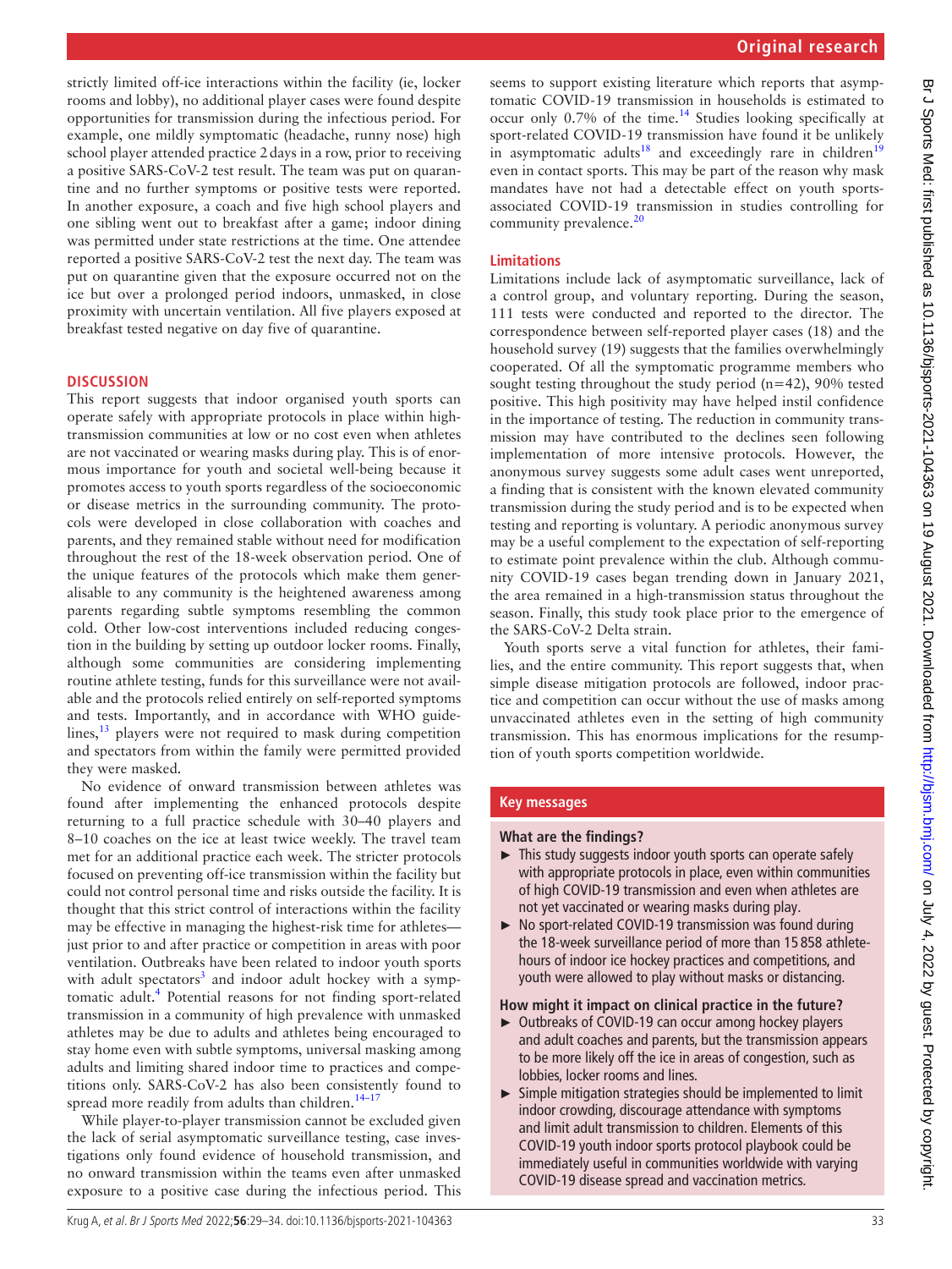strictly limited off-ice interactions within the facility (ie, locker rooms and lobby), no additional player cases were found despite opportunities for transmission during the infectious period. For example, one mildly symptomatic (headache, runny nose) high school player attended practice 2 days in a row, prior to receiving a positive SARS-CoV-2 test result. The team was put on quarantine and no further symptoms or positive tests were reported. In another exposure, a coach and five high school players and one sibling went out to breakfast after a game; indoor dining was permitted under state restrictions at the time. One attendee reported a positive SARS-CoV-2 test the next day. The team was put on quarantine given that the exposure occurred not on the ice but over a prolonged period indoors, unmasked, in close proximity with uncertain ventilation. All five players exposed at breakfast tested negative on day five of quarantine.

## DISCUSSION

This report suggests that indoor organised youth sports can operate safely with appropriate protocols in place within high-transmission communities at low or no cost even when athletes are not vaccinated or wearing masks during play. This is of enormous importance for youth and societal well-being because it promotes access to youth sports regardless of the socioeconomic or disease metrics in the surrounding community. The protocols were developed in close collaboration with coaches and parents, and they remained stable without need for modification throughout the rest of the 18-week observation period. One of the unique features of the protocols which make them generalisable to any community is the heightened awareness among parents regarding subtle symptoms resembling the common cold. Other low-cost interventions included reducing congestion in the building by setting up outdoor locker rooms. Finally, although some communities are considering implementing routine athlete testing, funds for this surveillance were not available and the protocols relied entirely on self-reported symptoms and tests. Importantly, and in accordance with WHO guidelines,[13] players were not required to mask during competition and spectators from within the family were permitted provided they were masked.

No evidence of onward transmission between athletes was found after implementing the enhanced protocols despite returning to a full practice schedule with 30–40 players and 8–10 coaches on the ice at least twice weekly. The travel team met for an additional practice each week. The stricter protocols focused on preventing off-ice transmission within the facility but could not control personal time and risks outside the facility. It is thought that this strict control of interactions within the facility may be effective in managing the highest-risk time for athletes—just prior to and after practice or competition in areas with poor ventilation. Outbreaks have been related to indoor youth sports with adult spectators[3] and indoor adult hockey with a symptomatic adult.[4] Potential reasons for not finding sport-related transmission in a community of high prevalence with unmasked athletes may be due to adults and athletes being encouraged to stay home even with subtle symptoms, universal masking among adults and limiting shared indoor time to practices and competitions only. SARS-CoV-2 has also been consistently found to spread more readily from adults than children.[14–17]

While player-to-player transmission cannot be excluded given the lack of serial asymptomatic surveillance testing, case investigations only found evidence of household transmission, and no onward transmission within the teams even after unmasked exposure to a positive case during the infectious period. This seems to support existing literature which reports that asymptomatic COVID-19 transmission in households is estimated to occur only 0.7% of the time.[14] Studies looking specifically at sport-related COVID-19 transmission have found it be unlikely in asymptomatic adults[18] and exceedingly rare in children[19] even in contact sports. This may be part of the reason why mask mandates have not had a detectable effect on youth sports-associated COVID-19 transmission in studies controlling for community prevalence.[20]

### Limitations

Limitations include lack of asymptomatic surveillance, lack of a control group, and voluntary reporting. During the season, 111 tests were conducted and reported to the director. The correspondence between self-reported player cases (18) and the household survey (19) suggests that the families overwhelmingly cooperated. Of all the symptomatic programme members who sought testing throughout the study period (n=42), 90% tested positive. This high positivity may have helped instil confidence in the importance of testing. The reduction in community transmission may have contributed to the declines seen following implementation of more intensive protocols. However, the anonymous survey suggests some adult cases went unreported, a finding that is consistent with the known elevated community transmission during the study period and is to be expected when testing and reporting is voluntary. A periodic anonymous survey may be a useful complement to the expectation of self-reporting to estimate point prevalence within the club. Although community COVID-19 cases began trending down in January 2021, the area remained in a high-transmission status throughout the season. Finally, this study took place prior to the emergence of the SARS-CoV-2 Delta strain.

Youth sports serve a vital function for athletes, their families, and the entire community. This report suggests that, when simple disease mitigation protocols are followed, indoor practice and competition can occur without the use of masks among unvaccinated athletes even in the setting of high community transmission. This has enormous implications for the resumption of youth sports competition worldwide.

## Key messages

### What are the findings?

- This study suggests indoor youth sports can operate safely with appropriate protocols in place, even within communities of high COVID-19 transmission and even when athletes are not yet vaccinated or wearing masks during play.
- No sport-related COVID-19 transmission was found during the 18-week surveillance period of more than 15 858 athlete-hours of indoor ice hockey practices and competitions, and youth were allowed to play without masks or distancing.

### How might it impact on clinical practice in the future?

- Outbreaks of COVID-19 can occur among hockey players and adult coaches and parents, but the transmission appears to be more likely off the ice in areas of congestion, such as lobbies, locker rooms and lines.
- Simple mitigation strategies should be implemented to limit indoor crowding, discourage attendance with symptoms and limit adult transmission to children. Elements of this COVID-19 youth indoor sports protocol playbook could be immediately useful in communities worldwide with varying COVID-19 disease spread and vaccination metrics.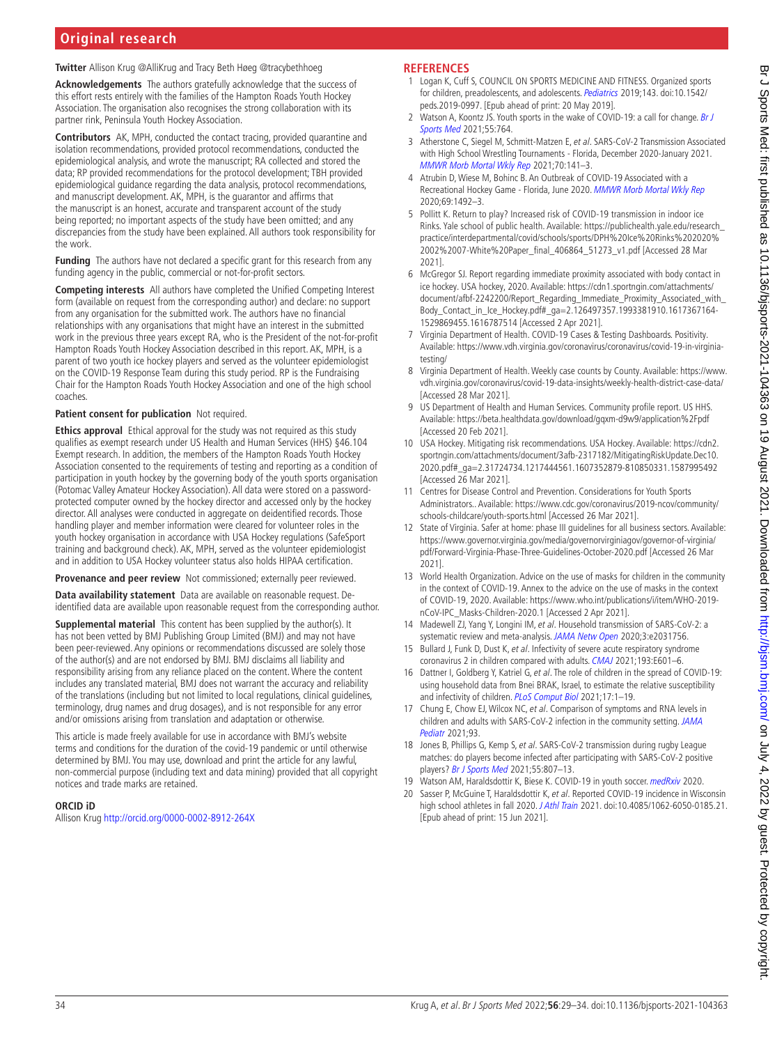**Twitter** Allison Krug @AlliKrug and Tracy Beth Høeg @tracybethhoeg

**Acknowledgements** The authors gratefully acknowledge that the success of this effort rests entirely with the families of the Hampton Roads Youth Hockey Association. The organisation also recognises the strong collaboration with its partner rink, Peninsula Youth Hockey Association.

**Contributors** AK, MPH, conducted the contact tracing, provided quarantine and isolation recommendations, provided protocol recommendations, conducted the epidemiological analysis, and wrote the manuscript; RA collected and stored the data; RP provided recommendations for the protocol development; TBH provided epidemiological guidance regarding the data analysis, protocol recommendations, and manuscript development. AK, MPH, is the guarantor and affirms that the manuscript is an honest, accurate and transparent account of the study being reported; no important aspects of the study have been omitted; and any discrepancies from the study have been explained. All authors took responsibility for the work.

**Funding** The authors have not declared a specific grant for this research from any funding agency in the public, commercial or not-for-profit sectors.

**Competing interests** All authors have completed the Unified Competing Interest form (available on request from the corresponding author) and declare: no support from any organisation for the submitted work. The authors have no financial relationships with any organisations that might have an interest in the submitted work in the previous three years except RA, who is the President of the not-for-profit Hampton Roads Youth Hockey Association described in this report. AK, MPH, is a parent of two youth ice hockey players and served as the volunteer epidemiologist on the COVID-19 Response Team during this study period. RP is the Fundraising Chair for the Hampton Roads Youth Hockey Association and one of the high school coaches.

**Patient consent for publication** Not required.

**Ethics approval** Ethical approval for the study was not required as this study qualifies as exempt research under US Health and Human Services (HHS) §46.104 Exempt research. In addition, the members of the Hampton Roads Youth Hockey Association consented to the requirements of testing and reporting as a condition of participation in youth hockey by the governing body of the youth sports organisation (Potomac Valley Amateur Hockey Association). All data were stored on a password-protected computer owned by the hockey director and accessed only by the hockey director. All analyses were conducted in aggregate on deidentified records. Those handling player and member information were cleared for volunteer roles in the youth hockey organisation in accordance with USA Hockey regulations (SafeSport training and background check). AK, MPH, served as the volunteer epidemiologist and in addition to USA Hockey volunteer status also holds HIPAA certification.

**Provenance and peer review** Not commissioned; externally peer reviewed.

**Data availability statement** Data are available on reasonable request. De-identified data are available upon reasonable request from the corresponding author.

**Supplemental material** This content has been supplied by the author(s). It has not been vetted by BMJ Publishing Group Limited (BMJ) and may not have been peer-reviewed. Any opinions or recommendations discussed are solely those of the author(s) and are not endorsed by BMJ. BMJ disclaims all liability and responsibility arising from any reliance placed on the content. Where the content includes any translated material, BMJ does not warrant the accuracy and reliability of the translations (including but not limited to local regulations, clinical guidelines, terminology, drug names and drug dosages), and is not responsible for any error and/or omissions arising from translation and adaptation or otherwise.

This article is made freely available for use in accordance with BMJ's website terms and conditions for the duration of the covid-19 pandemic or until otherwise determined by BMJ. You may use, download and print the article for any lawful, non-commercial purpose (including text and data mining) provided that all copyright notices and trade marks are retained.

### ORCID iD

Allison Krug http://orcid.org/0000-0002-8912-264X

## REFERENCES

1. Logan K, Cuff S, COUNCIL ON SPORTS MEDICINE AND FITNESS. Organized sports for children, preadolescents, and adolescents. *Pediatrics* 2019;143. doi:10.1542/peds.2019-0997. [Epub ahead of print: 20 May 2019].
2. Watson A, Koontz JS. Youth sports in the wake of COVID-19: a call for change. *Br J Sports Med* 2021;55:764.
3. Atherstone C, Siegel M, Schmitt-Matzen E, *et al*. SARS-CoV-2 Transmission Associated with High School Wrestling Tournaments - Florida, December 2020-January 2021. *MMWR Morb Mortal Wkly Rep* 2021;70:141–3.
4. Atrubin D, Wiese M, Bohinc B. An Outbreak of COVID-19 Associated with a Recreational Hockey Game - Florida, June 2020. *MMWR Morb Mortal Wkly Rep* 2020;69:1492–3.
5. Pollitt K. Return to play? Increased risk of COVID-19 transmission in indoor ice Rinks. Yale school of public health. Available: https://publichealth.yale.edu/research_practice/interdepartmental/covid/schools/sports/DPH%20Ice%20Rinks%202020%2002%2007-White%20Paper_final_406864_51273_v1.pdf [Accessed 28 Mar 2021].
6. McGregor SJ. Report regarding immediate proximity associated with body contact in ice hockey. USA hockey, 2020. Available: https://cdn1.sportngin.com/attachments/document/afbf-2242200/Report_Regarding_Immediate_Proximity_Associated_with_Body_Contact_in_Ice_Hockey.pdf#_ga=2.126497357.1993381910.1617367164-1529869455.1616787514 [Accessed 2 Apr 2021].
7. Virginia Department of Health. COVID-19 Cases & Testing Dashboards. Positivity. Available: https://www.vdh.virginia.gov/coronavirus/coronavirus/covid-19-in-virginia-testing/
8. Virginia Department of Health. Weekly case counts by County. Available: https://www.vdh.virginia.gov/coronavirus/covid-19-data-insights/weekly-health-district-case-data/ [Accessed 28 Mar 2021].
9. US Department of Health and Human Services. Community profile report. US HHS. Available: https://beta.healthdata.gov/download/gqxm-d9w9/application%2Fpdf [Accessed 20 Feb 2021].
10. USA Hockey. Mitigating risk recommendations. USA Hockey. Available: https://cdn2.sportngin.com/attachments/document/3afb-2317182/MitigatingRiskUpdate.Dec10.2020.pdf#_ga=2.31724734.1217444561.1607352879-810850331.1587995492 [Accessed 26 Mar 2021].
11. Centres for Disease Control and Prevention. Considerations for Youth Sports Administrators.. Available: https://www.cdc.gov/coronavirus/2019-ncov/community/schools-childcare/youth-sports.html [Accessed 26 Mar 2021].
12. State of Virginia. Safer at home: phase III guidelines for all business sectors. Available: https://www.governor.virginia.gov/media/governorvirginiagov/governor-of-virginia/pdf/Forward-Virginia-Phase-Three-Guidelines-October-2020.pdf [Accessed 26 Mar 2021].
13. World Health Organization. Advice on the use of masks for children in the community in the context of COVID-19. Annex to the advice on the use of masks in the context of COVID-19, 2020. Available: https://www.who.int/publications/i/item/WHO-2019-nCoV-IPC_Masks-Children-2020.1 [Accessed 2 Apr 2021].
14. Madewell ZJ, Yang Y, Longini IM, *et al*. Household transmission of SARS-CoV-2: a systematic review and meta-analysis. *JAMA Netw Open* 2020;3:e2031756.
15. Bullard J, Funk D, Dust K, *et al*. Infectivity of severe acute respiratory syndrome coronavirus 2 in children compared with adults. *CMAJ* 2021;193:E601–6.
16. Dattner I, Goldberg Y, Katriel G, *et al*. The role of children in the spread of COVID-19: using household data from Bnei BRAK, Israel, to estimate the relative susceptibility and infectivity of children. *PLoS Comput Biol* 2021;17:1–19.
17. Chung E, Chow EJ, Wilcox NC, *et al*. Comparison of symptoms and RNA levels in children and adults with SARS-CoV-2 infection in the community setting. *JAMA Pediatr* 2021;93.
18. Jones B, Phillips G, Kemp S, *et al*. SARS-CoV-2 transmission during rugby League matches: do players become infected after participating with SARS-CoV-2 positive players? *Br J Sports Med* 2021;55:807–13.
19. Watson AM, Haraldsdottir K, Biese K. COVID-19 in youth soccer. *medRxiv* 2020.
20. Sasser P, McGuine T, Haraldsdottir K, *et al*. Reported COVID-19 incidence in Wisconsin high school athletes in fall 2020. *J Athl Train* 2021. doi:10.4085/1062-6050-0185.21. [Epub ahead of print: 15 Jun 2021].